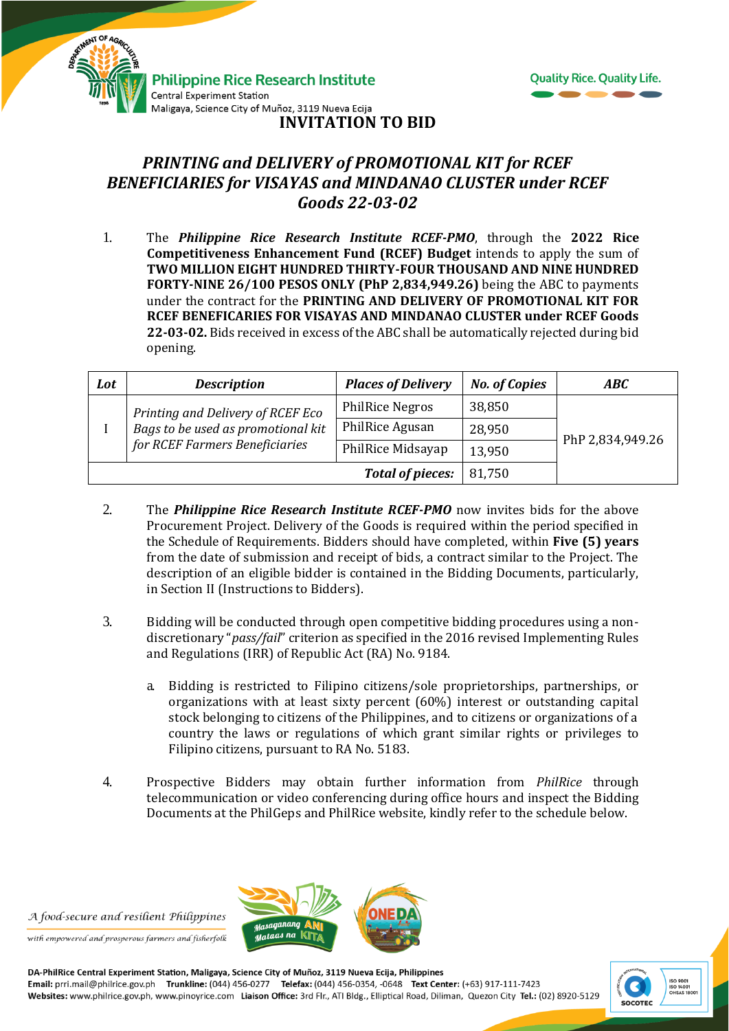# INVITATION TO BID

## *PRINTING and DELIVERY of PROMOTIONAL KIT for RCEF BENEFICIARIES for VISAYAS and MINDANAO CLUSTER under RCEF Goods 22-03-02*

1. The ***Philippine Rice Research Institute RCEF-PMO***, through the **2022 Rice Competitiveness Enhancement Fund (RCEF) Budget** intends to apply the sum of **TWO MILLION EIGHT HUNDRED THIRTY-FOUR THOUSAND AND NINE HUNDRED FORTY-NINE 26/100 PESOS ONLY (PhP 2,834,949.26)** being the ABC to payments under the contract for the **PRINTING AND DELIVERY OF PROMOTIONAL KIT FOR RCEF BENEFICARIES FOR VISAYAS AND MINDANAO CLUSTER under RCEF Goods 22-03-02.** Bids received in excess of the ABC shall be automatically rejected during bid opening.

| *Lot* | *Description* | *Places of Delivery* | *No. of Copies* | *ABC* |
|---|---|---|---|---|
| I | *Printing and Delivery of RCEF Eco Bags to be used as promotional kit for RCEF Farmers Beneficiaries* | PhilRice Negros | 38,850 | PhP 2,834,949.26 |
| | | PhilRice Agusan | 28,950 | |
| | | PhilRice Midsayap | 13,950 | |
| | | ***Total of pieces:*** | 81,750 | |

2. The ***Philippine Rice Research Institute RCEF-PMO*** now invites bids for the above Procurement Project. Delivery of the Goods is required within the period specified in the Schedule of Requirements. Bidders should have completed, within **Five (5) years** from the date of submission and receipt of bids, a contract similar to the Project. The description of an eligible bidder is contained in the Bidding Documents, particularly, in Section II (Instructions to Bidders).

3. Bidding will be conducted through open competitive bidding procedures using a non-discretionary "*pass/fail*" criterion as specified in the 2016 revised Implementing Rules and Regulations (IRR) of Republic Act (RA) No. 9184.

   a. Bidding is restricted to Filipino citizens/sole proprietorships, partnerships, or organizations with at least sixty percent (60%) interest or outstanding capital stock belonging to citizens of the Philippines, and to citizens or organizations of a country the laws or regulations of which grant similar rights or privileges to Filipino citizens, pursuant to RA No. 5183.

4. Prospective Bidders may obtain further information from *PhilRice* through telecommunication or video conferencing during office hours and inspect the Bidding Documents at the PhilGeps and PhilRice website, kindly refer to the schedule below.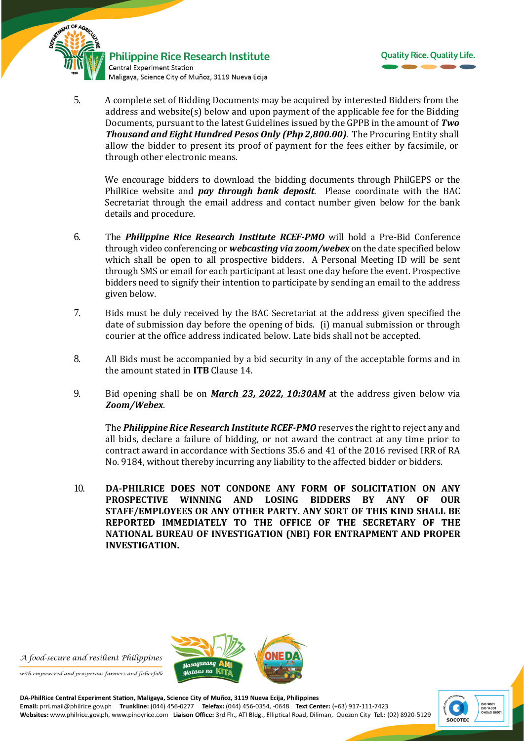5. A complete set of Bidding Documents may be acquired by interested Bidders from the address and website(s) below and upon payment of the applicable fee for the Bidding Documents, pursuant to the latest Guidelines issued by the GPPB in the amount of ***Two Thousand and Eight Hundred Pesos Only (Php 2,800.00)***. The Procuring Entity shall allow the bidder to present its proof of payment for the fees either by facsimile, or through other electronic means.

   We encourage bidders to download the bidding documents through PhilGEPS or the PhilRice website and ***pay through bank deposit***. Please coordinate with the BAC Secretariat through the email address and contact number given below for the bank details and procedure.

6. The ***Philippine Rice Research Institute RCEF-PMO*** will hold a Pre-Bid Conference through video conferencing or ***webcasting via zoom/webex*** on the date specified below which shall be open to all prospective bidders. A Personal Meeting ID will be sent through SMS or email for each participant at least one day before the event. Prospective bidders need to signify their intention to participate by sending an email to the address given below.

7. Bids must be duly received by the BAC Secretariat at the address given specified the date of submission day before the opening of bids. (i) manual submission or through courier at the office address indicated below. Late bids shall not be accepted.

8. All Bids must be accompanied by a bid security in any of the acceptable forms and in the amount stated in **ITB** Clause 14.

9. Bid opening shall be on ***<u>March 23, 2022, 10:30AM</u>*** at the address given below via ***Zoom/Webex***.

   The ***Philippine Rice Research Institute RCEF-PMO*** reserves the right to reject any and all bids, declare a failure of bidding, or not award the contract at any time prior to contract award in accordance with Sections 35.6 and 41 of the 2016 revised IRR of RA No. 9184, without thereby incurring any liability to the affected bidder or bidders.

10. **DA-PHILRICE DOES NOT CONDONE ANY FORM OF SOLICITATION ON ANY PROSPECTIVE WINNING AND LOSING BIDDERS BY ANY OF OUR STAFF/EMPLOYEES OR ANY OTHER PARTY. ANY SORT OF THIS KIND SHALL BE REPORTED IMMEDIATELY TO THE OFFICE OF THE SECRETARY OF THE NATIONAL BUREAU OF INVESTIGATION (NBI) FOR ENTRAPMENT AND PROPER INVESTIGATION.**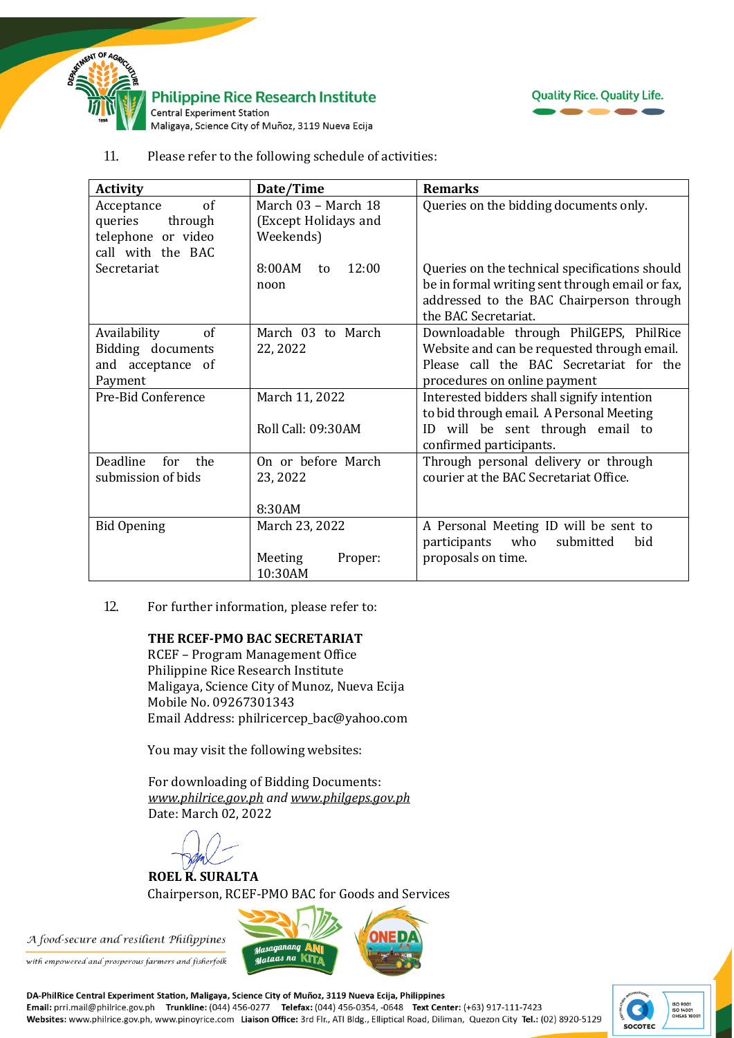11. Please refer to the following schedule of activities:

| Activity | Date/Time | Remarks |
|---|---|---|
| Acceptance of queries through telephone or video call with the BAC Secretariat | March 03 – March 18 (Except Holidays and Weekends)<br><br>8:00AM to 12:00 noon | Queries on the bidding documents only.<br><br>Queries on the technical specifications should be in formal writing sent through email or fax, addressed to the BAC Chairperson through the BAC Secretariat. |
| Availability of Bidding documents and acceptance of Payment | March 03 to March 22, 2022 | Downloadable through PhilGEPS, PhilRice Website and can be requested through email. Please call the BAC Secretariat for the procedures on online payment |
| Pre-Bid Conference | March 11, 2022<br><br>Roll Call: 09:30AM | Interested bidders shall signify intention to bid through email. A Personal Meeting ID will be sent through email to confirmed participants. |
| Deadline for the submission of bids | On or before March 23, 2022<br><br>8:30AM | Through personal delivery or through courier at the BAC Secretariat Office. |
| Bid Opening | March 23, 2022<br><br>Meeting Proper: 10:30AM | A Personal Meeting ID will be sent to participants who submitted bid proposals on time. |

12. For further information, please refer to:

**THE RCEF-PMO BAC SECRETARIAT**
RCEF – Program Management Office
Philippine Rice Research Institute
Maligaya, Science City of Munoz, Nueva Ecija
Mobile No. 09267301343
Email Address: philricercep_bac@yahoo.com

You may visit the following websites:

For downloading of Bidding Documents:
*www.philrice.gov.ph and www.philgeps.gov.ph*
Date: March 02, 2022

**ROEL R. SURALTA**
Chairperson, RCEF-PMO BAC for Goods and Services